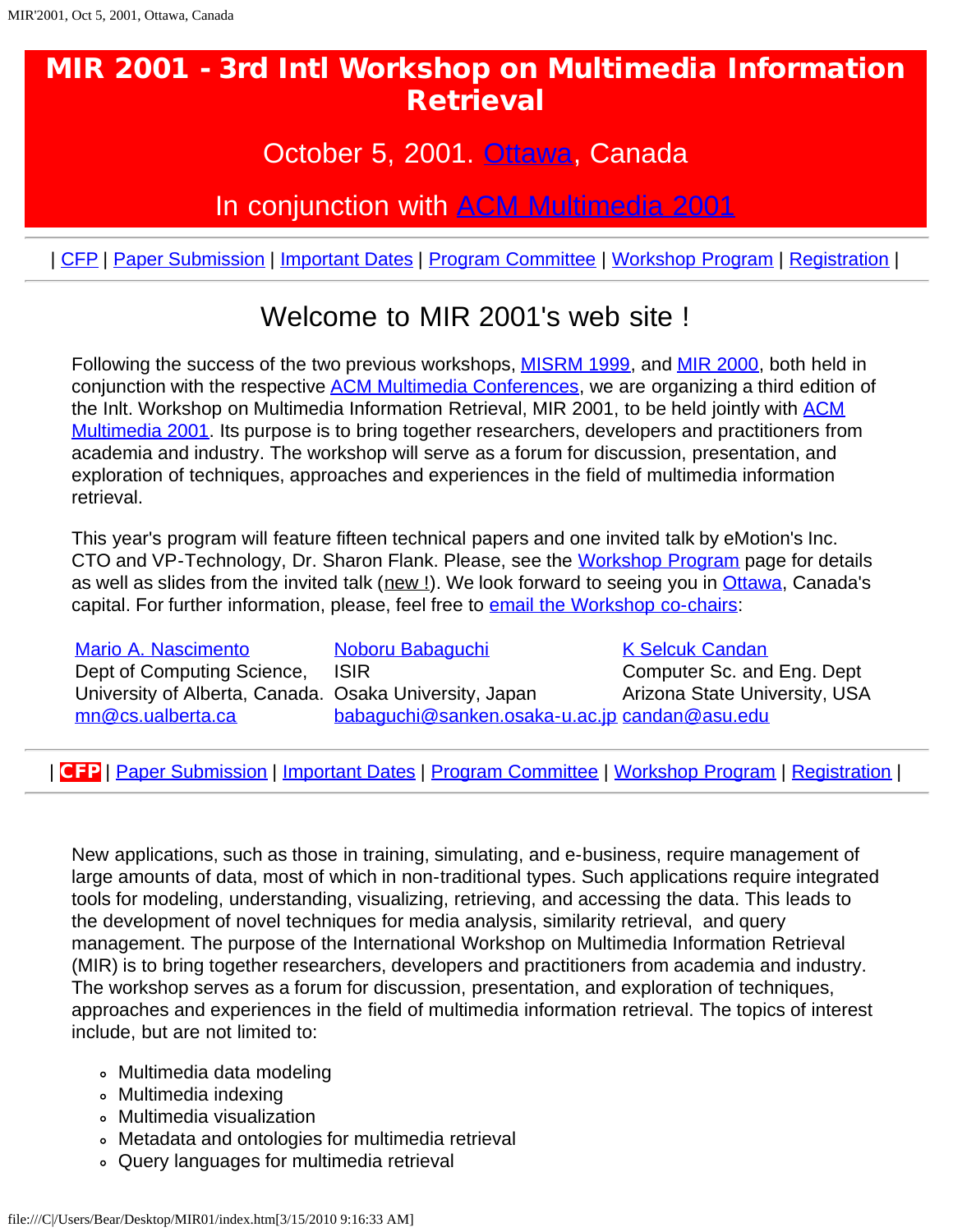# MIR 2001 - 3rd Intl Workshop on Multimedia Information Retrieval

October 5, 2001. Ottawa, Canada

In conjunction with ACM Multimedia 2001

| CFP | Paper Submission | Important Dates | Program Committee | Workshop Program | Registration |

## Welcome to MIR 2001's web site !

Following the success of the two previous workshops, MISRM 1999, and MIR 2000, both held in conjunction with the respective ACM Multimedia Conferences, we are organizing a third edition of the Inlt. Workshop on Multimedia Information Retrieval, MIR 2001, to be held jointly with ACM Multimedia 2001. Its purpose is to bring together researchers, developers and practitioners from academia and industry. The workshop will serve as a forum for discussion, presentation, and exploration of techniques, approaches and experiences in the field of multimedia information retrieval.

This year's program will feature fifteen technical papers and one invited talk by eMotion's Inc. CTO and VP-Technology, Dr. Sharon Flank. Please, see the Workshop Program page for details as well as slides from the invited talk (new !). We look forward to seeing you in Ottawa, Canada's capital. For further information, please, feel free to email the Workshop co-chairs:

| Mario A. Nascimento | Noboru Babaguchi | K Selcuk Candan |
|---|---|---|
| Dept of Computing Science, | ISIR | Computer Sc. and Eng. Dept |
| University of Alberta, Canada. | Osaka University, Japan | Arizona State University, USA |
| mn@cs.ualberta.ca | babaguchi@sanken.osaka-u.ac.jp | candan@asu.edu |

| **CFP** | Paper Submission | Important Dates | Program Committee | Workshop Program | Registration |

New applications, such as those in training, simulating, and e-business, require management of large amounts of data, most of which in non-traditional types. Such applications require integrated tools for modeling, understanding, visualizing, retrieving, and accessing the data. This leads to the development of novel techniques for media analysis, similarity retrieval, and query management. The purpose of the International Workshop on Multimedia Information Retrieval (MIR) is to bring together researchers, developers and practitioners from academia and industry. The workshop serves as a forum for discussion, presentation, and exploration of techniques, approaches and experiences in the field of multimedia information retrieval. The topics of interest include, but are not limited to:

- Multimedia data modeling
- Multimedia indexing
- Multimedia visualization
- Metadata and ontologies for multimedia retrieval
- Query languages for multimedia retrieval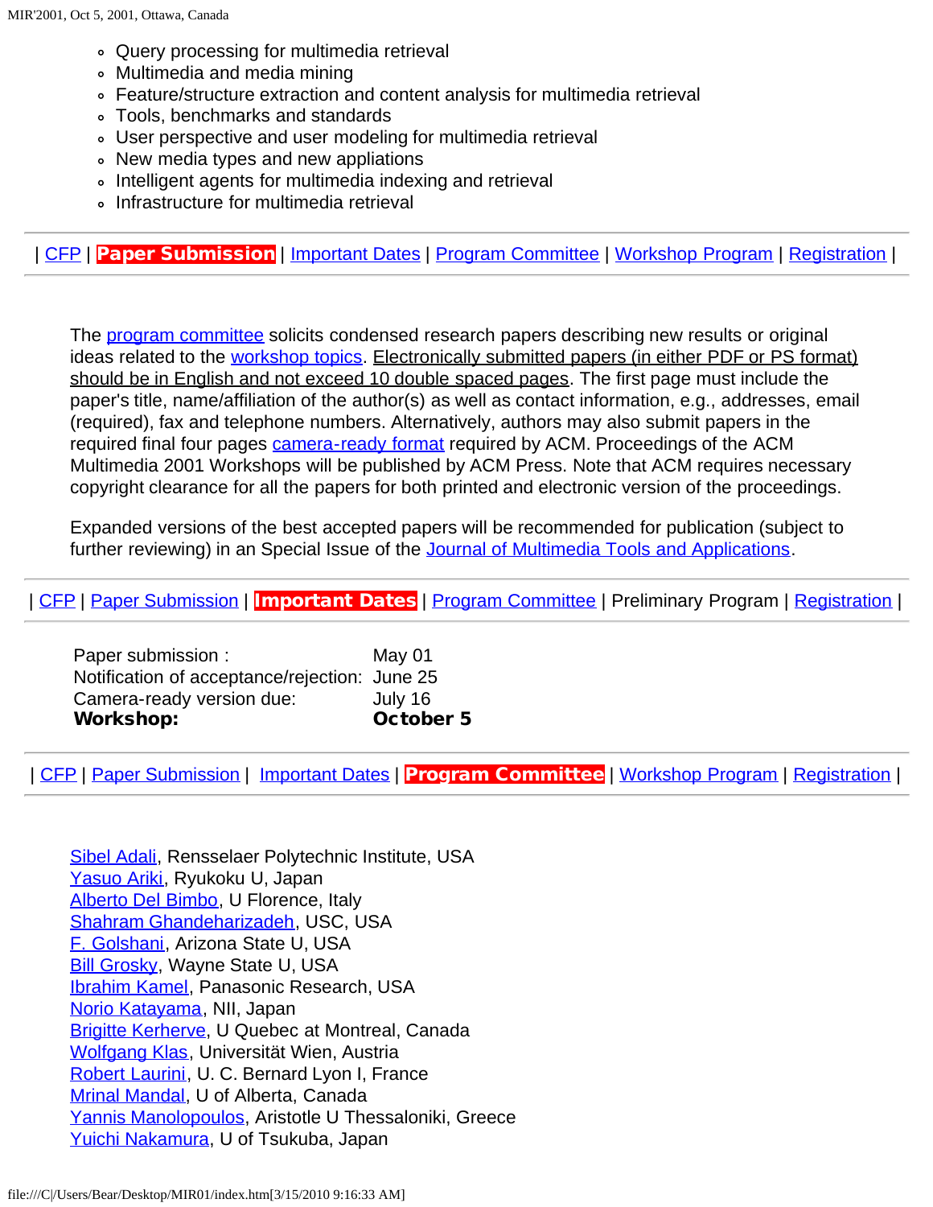- Query processing for multimedia retrieval
- Multimedia and media mining
- Feature/structure extraction and content analysis for multimedia retrieval
- Tools, benchmarks and standards
- User perspective and user modeling for multimedia retrieval
- New media types and new appliations
- Intelligent agents for multimedia indexing and retrieval
- Infrastructure for multimedia retrieval

---

| CFP | **Paper Submission** | Important Dates | Program Committee | Workshop Program | Registration |

---

The program committee solicits condensed research papers describing new results or original ideas related to the workshop topics. Electronically submitted papers (in either PDF or PS format) should be in English and not exceed 10 double spaced pages. The first page must include the paper's title, name/affiliation of the author(s) as well as contact information, e.g., addresses, email (required), fax and telephone numbers. Alternatively, authors may also submit papers in the required final four pages camera-ready format required by ACM. Proceedings of the ACM Multimedia 2001 Workshops will be published by ACM Press. Note that ACM requires necessary copyright clearance for all the papers for both printed and electronic version of the proceedings.

Expanded versions of the best accepted papers will be recommended for publication (subject to further reviewing) in an Special Issue of the Journal of Multimedia Tools and Applications.

---

| CFP | Paper Submission | **Important Dates** | Program Committee | Preliminary Program | Registration |

---

| | |
|---|---|
| Paper submission : | May 01 |
| Notification of acceptance/rejection: | June 25 |
| Camera-ready version due: | July 16 |
| **Workshop:** | **October 5** |

---

| CFP | Paper Submission | Important Dates | **Program Committee** | Workshop Program | Registration |

---

Sibel Adali, Rensselaer Polytechnic Institute, USA
Yasuo Ariki, Ryukoku U, Japan
Alberto Del Bimbo, U Florence, Italy
Shahram Ghandeharizadeh, USC, USA
F. Golshani, Arizona State U, USA
Bill Grosky, Wayne State U, USA
Ibrahim Kamel, Panasonic Research, USA
Norio Katayama, NII, Japan
Brigitte Kerherve, U Quebec at Montreal, Canada
Wolfgang Klas, Universität Wien, Austria
Robert Laurini, U. C. Bernard Lyon I, France
Mrinal Mandal, U of Alberta, Canada
Yannis Manolopoulos, Aristotle U Thessaloniki, Greece
Yuichi Nakamura, U of Tsukuba, Japan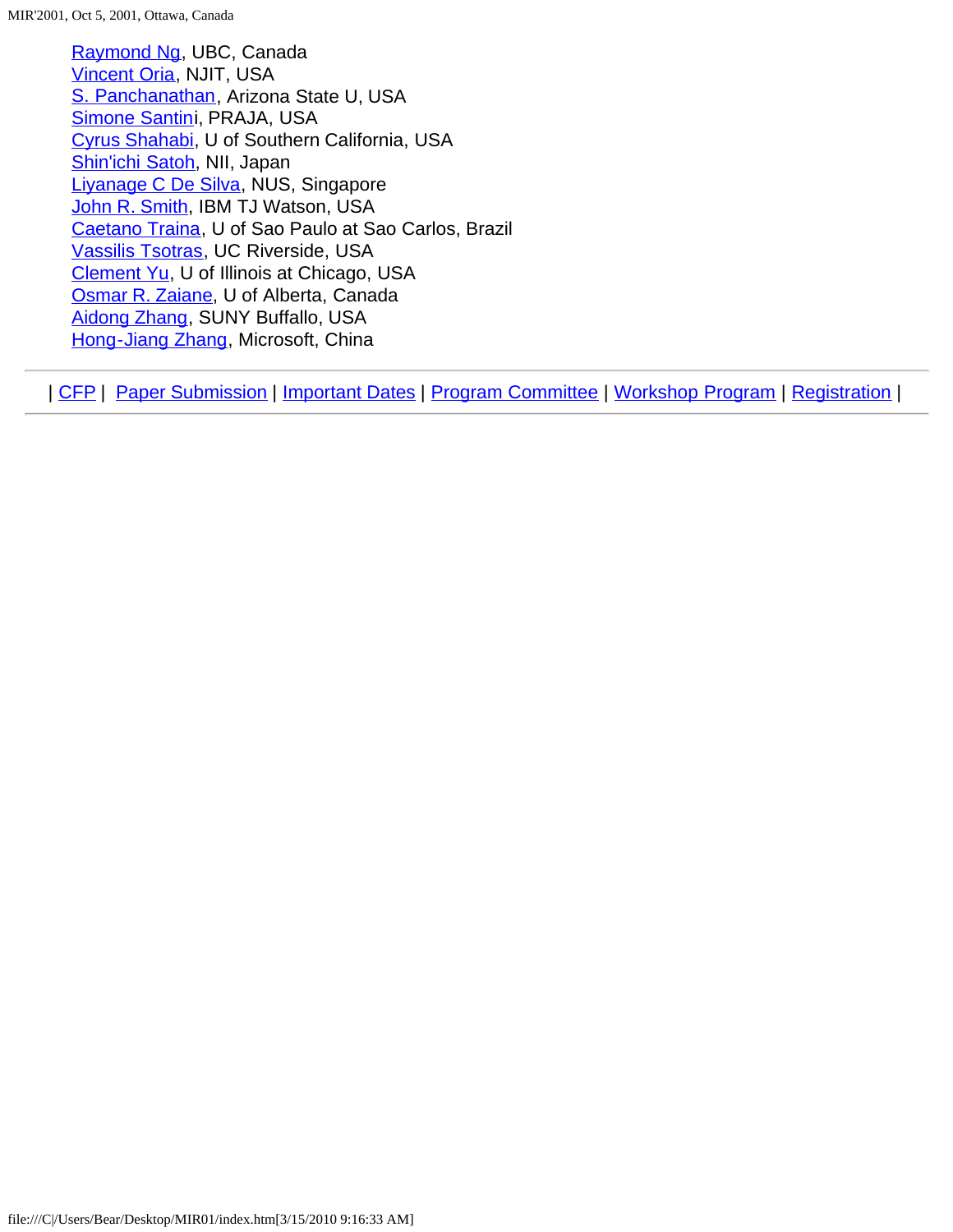Raymond Ng, UBC, Canada  
Vincent Oria, NJIT, USA  
S. Panchanathan, Arizona State U, USA  
Simone Santini, PRAJA, USA  
Cyrus Shahabi, U of Southern California, USA  
Shin'ichi Satoh, NII, Japan  
Liyanage C De Silva, NUS, Singapore  
John R. Smith, IBM TJ Watson, USA  
Caetano Traina, U of Sao Paulo at Sao Carlos, Brazil  
Vassilis Tsotras, UC Riverside, USA  
Clement Yu, U of Illinois at Chicago, USA  
Osmar R. Zaiane, U of Alberta, Canada  
Aidong Zhang, SUNY Buffalo, USA  
Hong-Jiang Zhang, Microsoft, China

---

| CFP | Paper Submission | Important Dates | Program Committee | Workshop Program | Registration |

---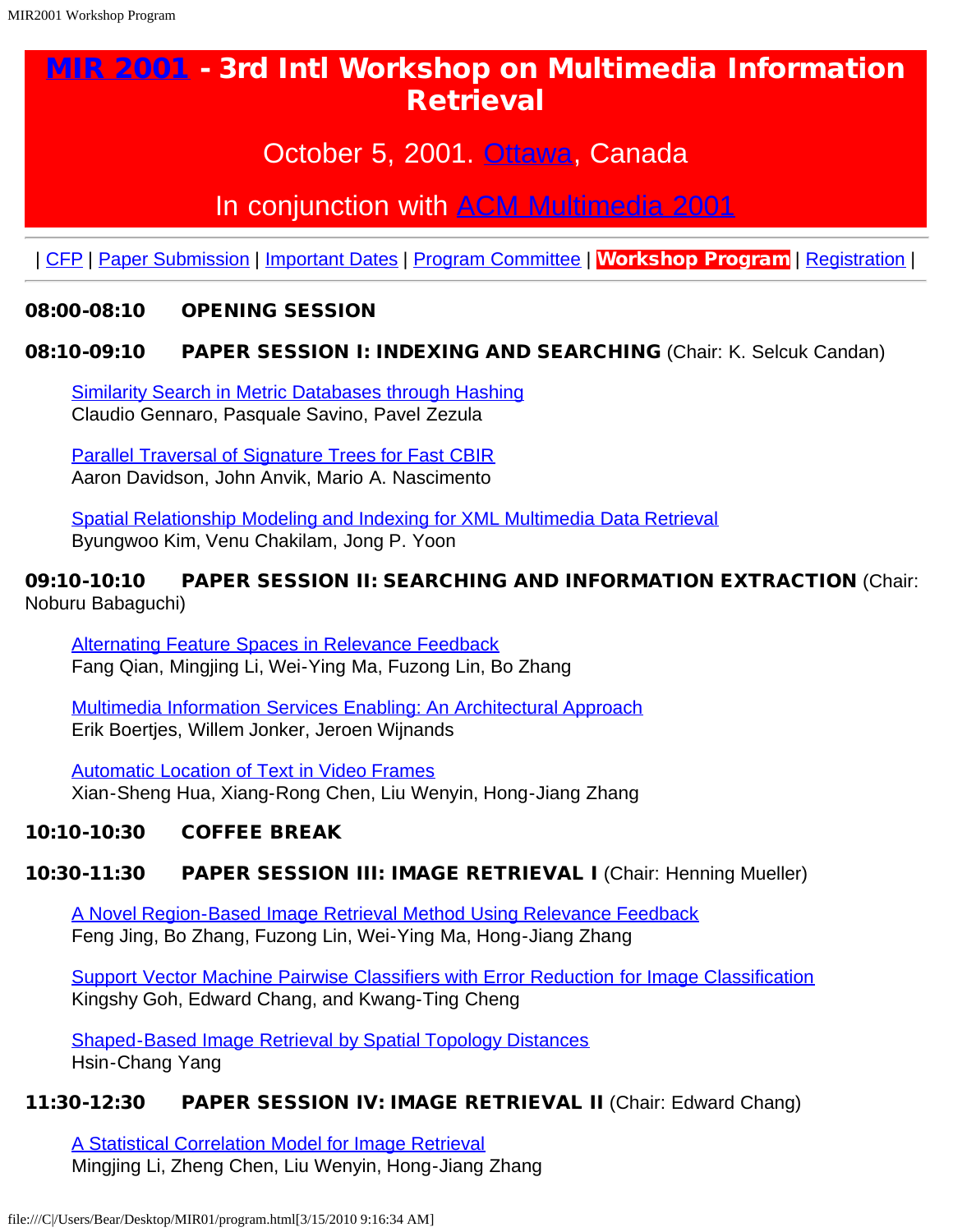# MIR 2001 - 3rd Intl Workshop on Multimedia Information Retrieval

October 5, 2001. Ottawa, Canada

In conjunction with ACM Multimedia 2001

| CFP | Paper Submission | Important Dates | Program Committee | **Workshop Program** | Registration |

**08:00-08:10 OPENING SESSION**

**08:10-09:10 PAPER SESSION I: INDEXING AND SEARCHING** (Chair: K. Selcuk Candan)

Similarity Search in Metric Databases through Hashing
Claudio Gennaro, Pasquale Savino, Pavel Zezula

Parallel Traversal of Signature Trees for Fast CBIR
Aaron Davidson, John Anvik, Mario A. Nascimento

Spatial Relationship Modeling and Indexing for XML Multimedia Data Retrieval
Byungwoo Kim, Venu Chakilam, Jong P. Yoon

**09:10-10:10 PAPER SESSION II: SEARCHING AND INFORMATION EXTRACTION** (Chair: Noburu Babaguchi)

Alternating Feature Spaces in Relevance Feedback
Fang Qian, Mingjing Li, Wei-Ying Ma, Fuzong Lin, Bo Zhang

Multimedia Information Services Enabling: An Architectural Approach
Erik Boertjes, Willem Jonker, Jeroen Wijnands

Automatic Location of Text in Video Frames
Xian-Sheng Hua, Xiang-Rong Chen, Liu Wenyin, Hong-Jiang Zhang

**10:10-10:30 COFFEE BREAK**

**10:30-11:30 PAPER SESSION III: IMAGE RETRIEVAL I** (Chair: Henning Mueller)

A Novel Region-Based Image Retrieval Method Using Relevance Feedback
Feng Jing, Bo Zhang, Fuzong Lin, Wei-Ying Ma, Hong-Jiang Zhang

Support Vector Machine Pairwise Classifiers with Error Reduction for Image Classification
Kingshy Goh, Edward Chang, and Kwang-Ting Cheng

Shaped-Based Image Retrieval by Spatial Topology Distances
Hsin-Chang Yang

**11:30-12:30 PAPER SESSION IV: IMAGE RETRIEVAL II** (Chair: Edward Chang)

A Statistical Correlation Model for Image Retrieval
Mingjing Li, Zheng Chen, Liu Wenyin, Hong-Jiang Zhang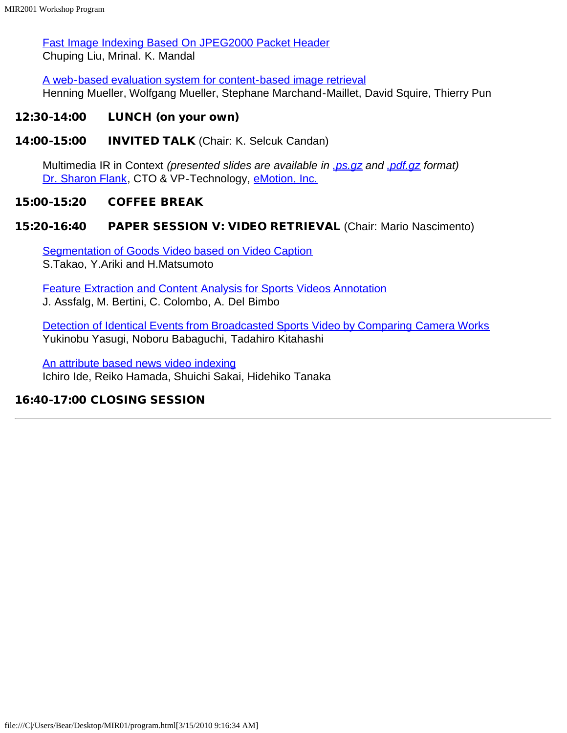Fast Image Indexing Based On JPEG2000 Packet Header
Chuping Liu, Mrinal. K. Mandal

A web-based evaluation system for content-based image retrieval
Henning Mueller, Wolfgang Mueller, Stephane Marchand-Maillet, David Squire, Thierry Pun

### 12:30-14:00 LUNCH (on your own)

### 14:00-15:00 INVITED TALK (Chair: K. Selcuk Candan)

Multimedia IR in Context *(presented slides are available in .ps.gz and .pdf.gz format)*
Dr. Sharon Flank, CTO & VP-Technology, eMotion, Inc.

### 15:00-15:20 COFFEE BREAK

### 15:20-16:40 PAPER SESSION V: VIDEO RETRIEVAL (Chair: Mario Nascimento)

Segmentation of Goods Video based on Video Caption
S.Takao, Y.Ariki and H.Matsumoto

Feature Extraction and Content Analysis for Sports Videos Annotation
J. Assfalg, M. Bertini, C. Colombo, A. Del Bimbo

Detection of Identical Events from Broadcasted Sports Video by Comparing Camera Works
Yukinobu Yasugi, Noboru Babaguchi, Tadahiro Kitahashi

An attribute based news video indexing
Ichiro Ide, Reiko Hamada, Shuichi Sakai, Hidehiko Tanaka

### 16:40-17:00 CLOSING SESSION

---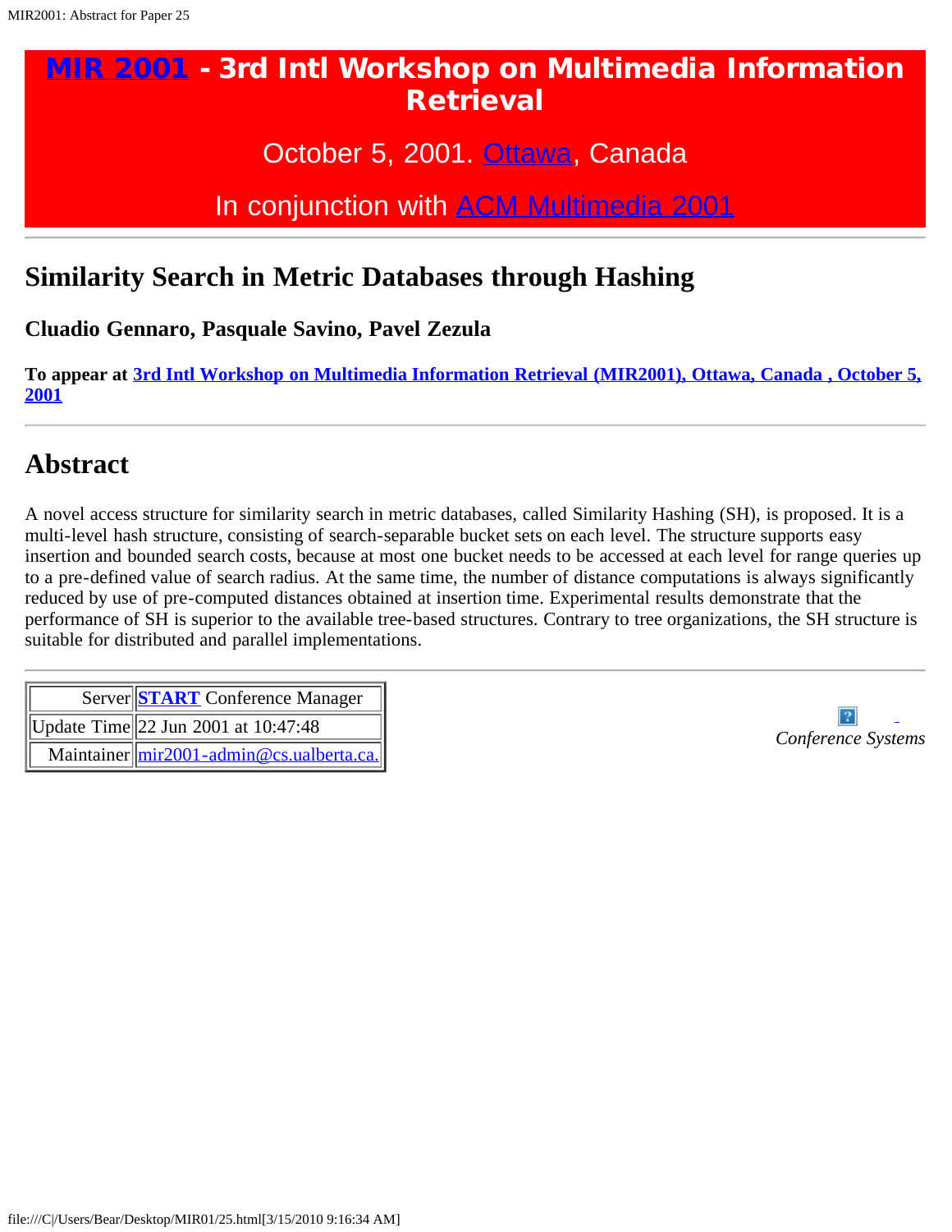# MIR 2001 - 3rd Intl Workshop on Multimedia Information Retrieval

October 5, 2001. Ottawa, Canada

In conjunction with ACM Multimedia 2001

---

## Similarity Search in Metric Databases through Hashing

### Cluadio Gennaro, Pasquale Savino, Pavel Zezula

**To appear at 3rd Intl Workshop on Multimedia Information Retrieval (MIR2001), Ottawa, Canada , October 5, 2001**

---

## Abstract

A novel access structure for similarity search in metric databases, called Similarity Hashing (SH), is proposed. It is a multi-level hash structure, consisting of search-separable bucket sets on each level. The structure supports easy insertion and bounded search costs, because at most one bucket needs to be accessed at each level for range queries up to a pre-defined value of search radius. At the same time, the number of distance computations is always significantly reduced by use of pre-computed distances obtained at insertion time. Experimental results demonstrate that the performance of SH is superior to the available tree-based structures. Contrary to tree organizations, the SH structure is suitable for distributed and parallel implementations.

---

| | |
|---|---|
| Server | START Conference Manager |
| Update Time | 22 Jun 2001 at 10:47:48 |
| Maintainer | mir2001-admin@cs.ualberta.ca. |

*Conference Systems*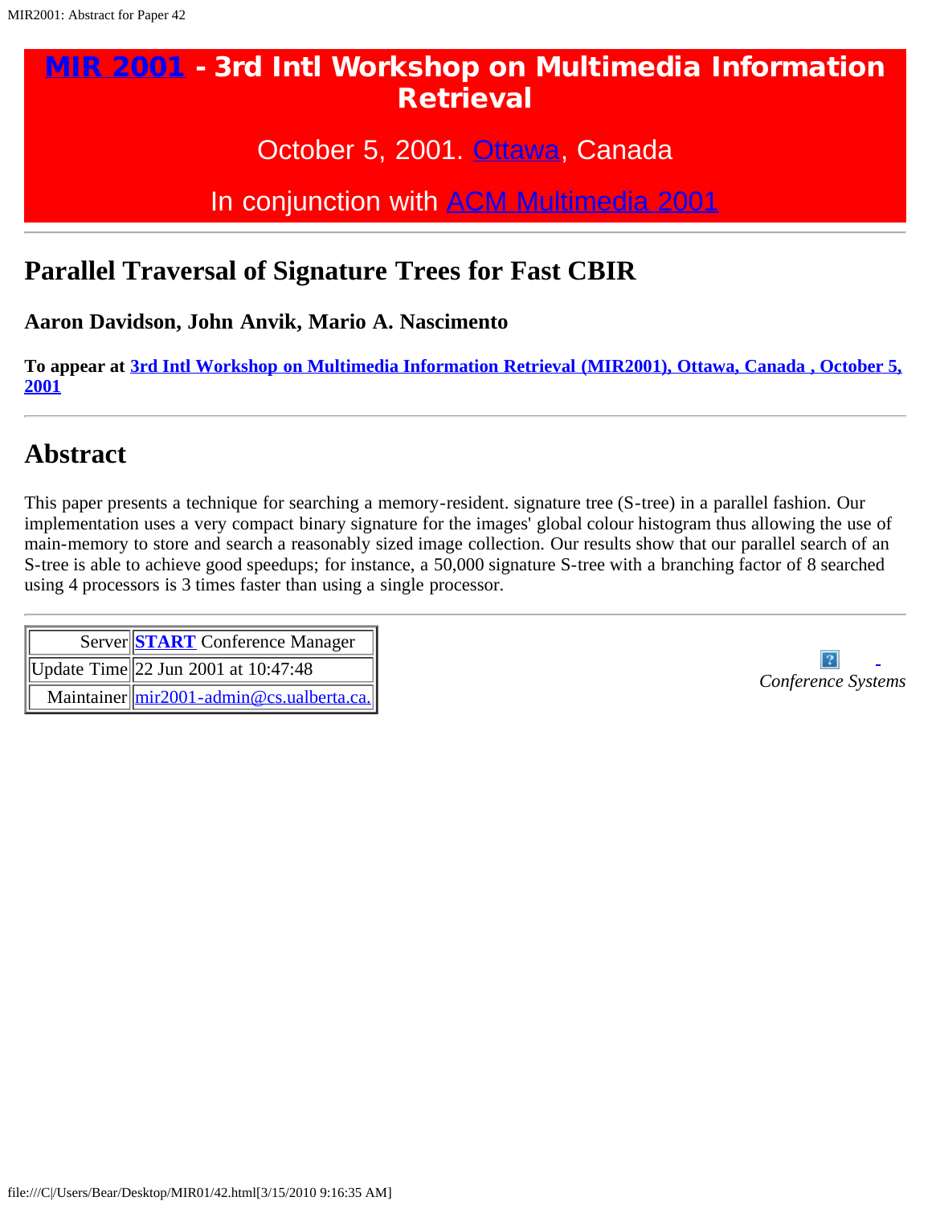# MIR 2001 - 3rd Intl Workshop on Multimedia Information Retrieval

October 5, 2001. Ottawa, Canada

In conjunction with ACM Multimedia 2001

---

## Parallel Traversal of Signature Trees for Fast CBIR

### Aaron Davidson, John Anvik, Mario A. Nascimento

**To appear at 3rd Intl Workshop on Multimedia Information Retrieval (MIR2001), Ottawa, Canada , October 5, 2001**

---

## Abstract

This paper presents a technique for searching a memory-resident. signature tree (S-tree) in a parallel fashion. Our implementation uses a very compact binary signature for the images' global colour histogram thus allowing the use of main-memory to store and search a reasonably sized image collection. Our results show that our parallel search of an S-tree is able to achieve good speedups; for instance, a 50,000 signature S-tree with a branching factor of 8 searched using 4 processors is 3 times faster than using a single processor.

---

| Server | **START** Conference Manager |
|---|---|
| Update Time | 22 Jun 2001 at 10:47:48 |
| Maintainer | mir2001-admin@cs.ualberta.ca. |

*Conference Systems*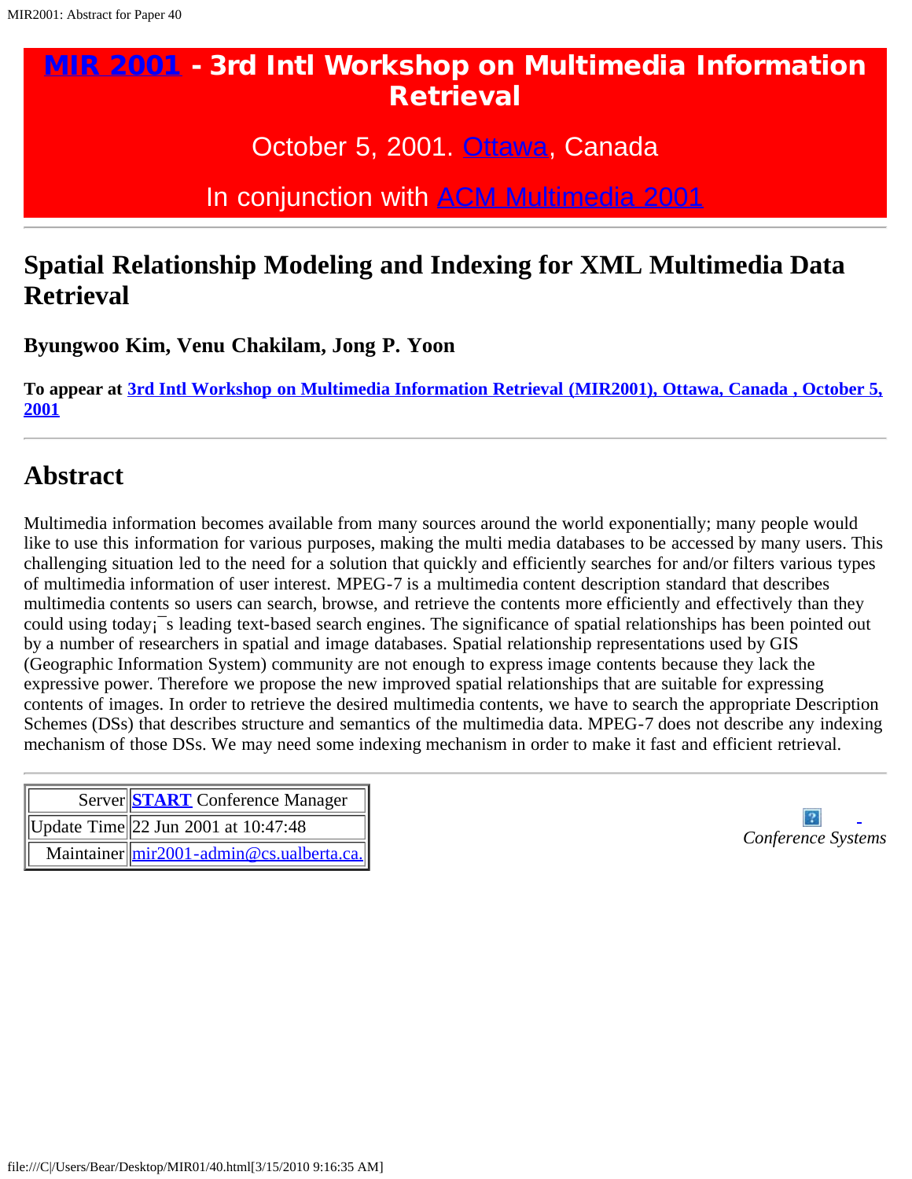# MIR 2001 - 3rd Intl Workshop on Multimedia Information Retrieval

October 5, 2001. Ottawa, Canada

In conjunction with ACM Multimedia 2001

---

## Spatial Relationship Modeling and Indexing for XML Multimedia Data Retrieval

### Byungwoo Kim, Venu Chakilam, Jong P. Yoon

**To appear at 3rd Intl Workshop on Multimedia Information Retrieval (MIR2001), Ottawa, Canada , October 5, 2001**

---

## Abstract

Multimedia information becomes available from many sources around the world exponentially; many people would like to use this information for various purposes, making the multi media databases to be accessed by many users. This challenging situation led to the need for a solution that quickly and efficiently searches for and/or filters various types of multimedia information of user interest. MPEG-7 is a multimedia content description standard that describes multimedia contents so users can search, browse, and retrieve the contents more efficiently and effectively than they could using today¡¯s leading text-based search engines. The significance of spatial relationships has been pointed out by a number of researchers in spatial and image databases. Spatial relationship representations used by GIS (Geographic Information System) community are not enough to express image contents because they lack the expressive power. Therefore we propose the new improved spatial relationships that are suitable for expressing contents of images. In order to retrieve the desired multimedia contents, we have to search the appropriate Description Schemes (DSs) that describes structure and semantics of the multimedia data. MPEG-7 does not describe any indexing mechanism of those DSs. We may need some indexing mechanism in order to make it fast and efficient retrieval.

---

| Server | START Conference Manager |
| --- | --- |
| Update Time | 22 Jun 2001 at 10:47:48 |
| Maintainer | mir2001-admin@cs.ualberta.ca. |

*Conference Systems*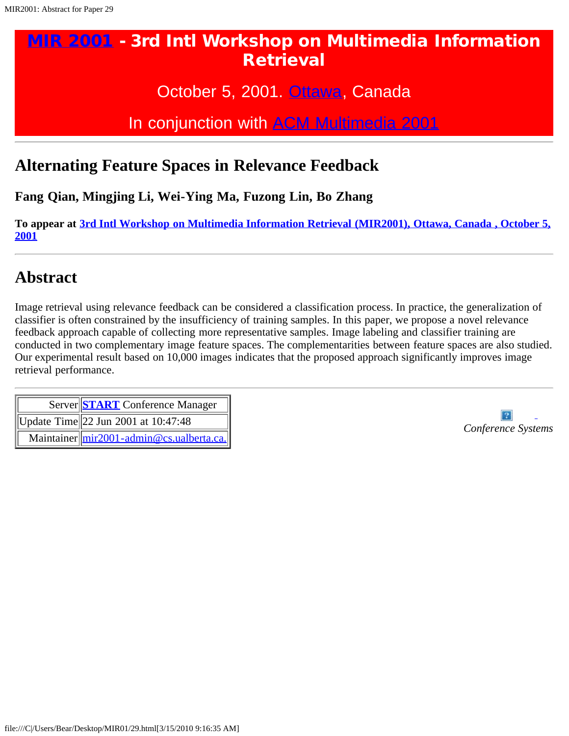# MIR 2001 - 3rd Intl Workshop on Multimedia Information Retrieval

October 5, 2001. Ottawa, Canada

In conjunction with ACM Multimedia 2001

## Alternating Feature Spaces in Relevance Feedback

### Fang Qian, Mingjing Li, Wei-Ying Ma, Fuzong Lin, Bo Zhang

**To appear at 3rd Intl Workshop on Multimedia Information Retrieval (MIR2001), Ottawa, Canada , October 5, 2001**

## Abstract

Image retrieval using relevance feedback can be considered a classification process. In practice, the generalization of classifier is often constrained by the insufficiency of training samples. In this paper, we propose a novel relevance feedback approach capable of collecting more representative samples. Image labeling and classifier training are conducted in two complementary image feature spaces. The complementarities between feature spaces are also studied. Our experimental result based on 10,000 images indicates that the proposed approach significantly improves image retrieval performance.

| Server | **START** Conference Manager |
|---|---|
| Update Time | 22 Jun 2001 at 10:47:48 |
| Maintainer | mir2001-admin@cs.ualberta.ca. |

*Conference Systems*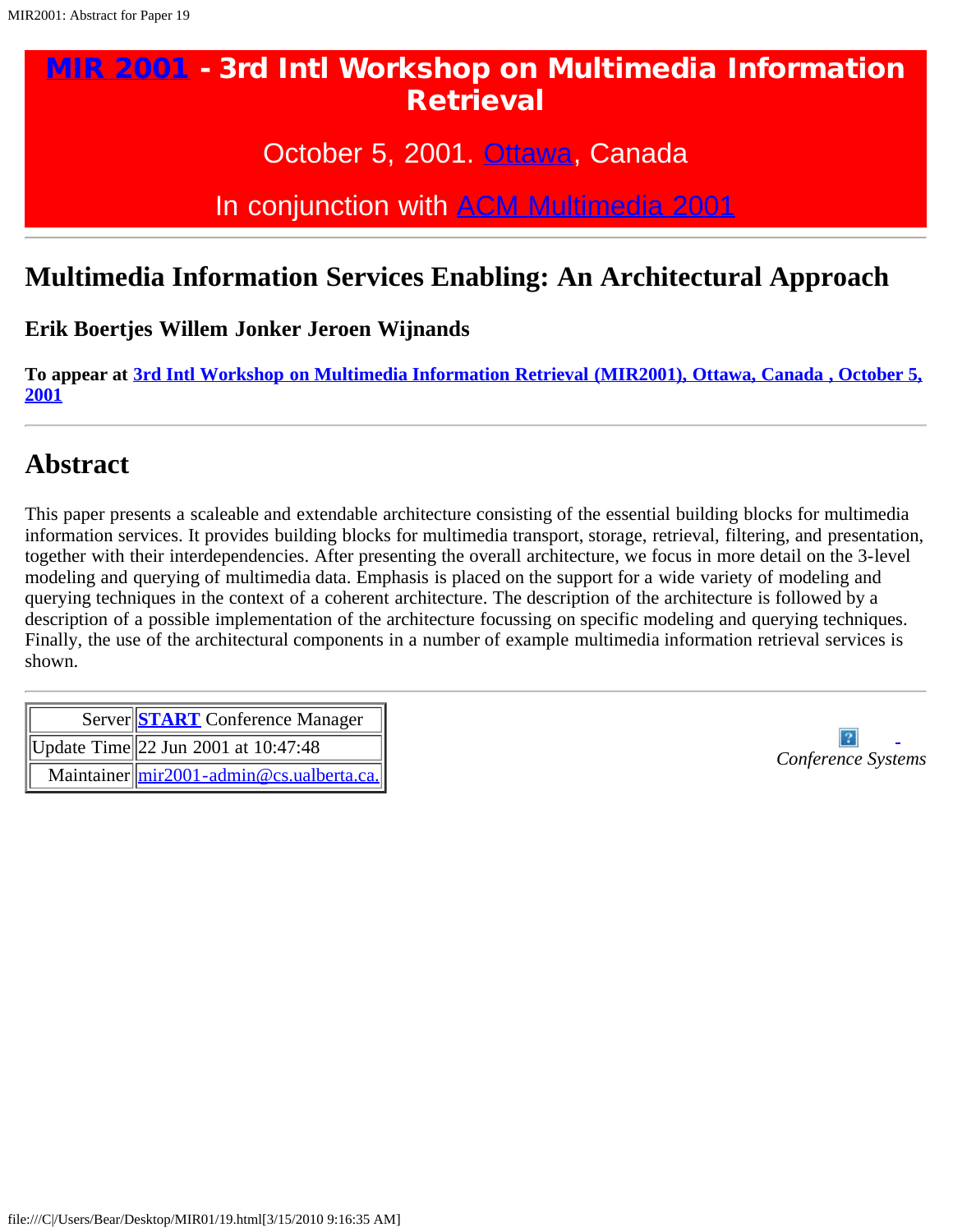# MIR 2001 - 3rd Intl Workshop on Multimedia Information Retrieval

October 5, 2001. Ottawa, Canada

In conjunction with ACM Multimedia 2001

---

## Multimedia Information Services Enabling: An Architectural Approach

### Erik Boertjes Willem Jonker Jeroen Wijnands

**To appear at 3rd Intl Workshop on Multimedia Information Retrieval (MIR2001), Ottawa, Canada , October 5, 2001**

---

## Abstract

This paper presents a scaleable and extendable architecture consisting of the essential building blocks for multimedia information services. It provides building blocks for multimedia transport, storage, retrieval, filtering, and presentation, together with their interdependencies. After presenting the overall architecture, we focus in more detail on the 3-level modeling and querying of multimedia data. Emphasis is placed on the support for a wide variety of modeling and querying techniques in the context of a coherent architecture. The description of the architecture is followed by a description of a possible implementation of the architecture focussing on specific modeling and querying techniques. Finally, the use of the architectural components in a number of example multimedia information retrieval services is shown.

---

| Server | START Conference Manager |
|---|---|
| Update Time | 22 Jun 2001 at 10:47:48 |
| Maintainer | mir2001-admin@cs.ualberta.ca. |

*Conference Systems*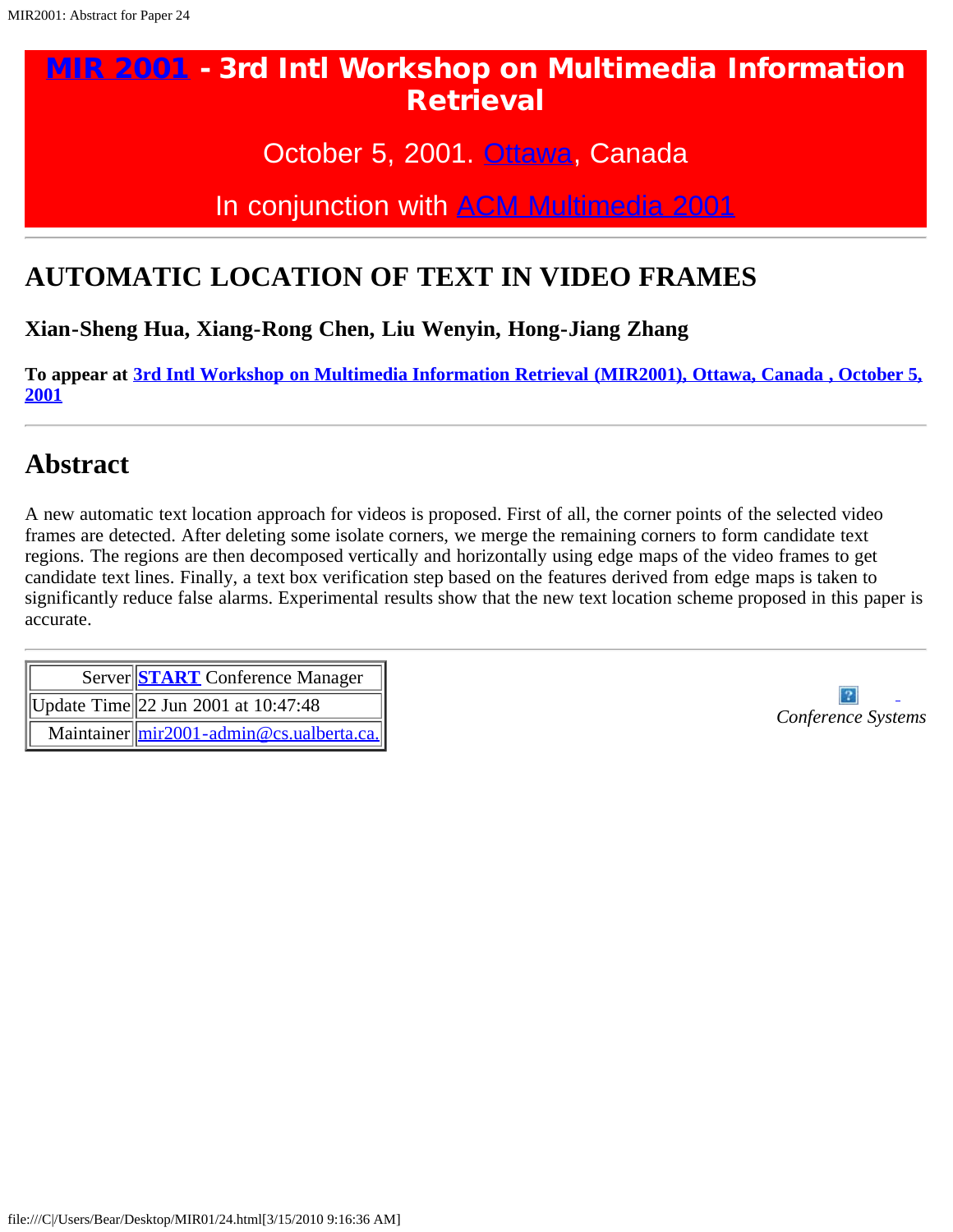# MIR 2001 - 3rd Intl Workshop on Multimedia Information Retrieval

October 5, 2001. Ottawa, Canada

In conjunction with ACM Multimedia 2001

---

## AUTOMATIC LOCATION OF TEXT IN VIDEO FRAMES

### Xian-Sheng Hua, Xiang-Rong Chen, Liu Wenyin, Hong-Jiang Zhang

**To appear at 3rd Intl Workshop on Multimedia Information Retrieval (MIR2001), Ottawa, Canada , October 5, 2001**

---

## Abstract

A new automatic text location approach for videos is proposed. First of all, the corner points of the selected video frames are detected. After deleting some isolate corners, we merge the remaining corners to form candidate text regions. The regions are then decomposed vertically and horizontally using edge maps of the video frames to get candidate text lines. Finally, a text box verification step based on the features derived from edge maps is taken to significantly reduce false alarms. Experimental results show that the new text location scheme proposed in this paper is accurate.

---

| | |
|---|---|
| Server | **START** Conference Manager |
| Update Time | 22 Jun 2001 at 10:47:48 |
| Maintainer | mir2001-admin@cs.ualberta.ca. |

*Conference Systems*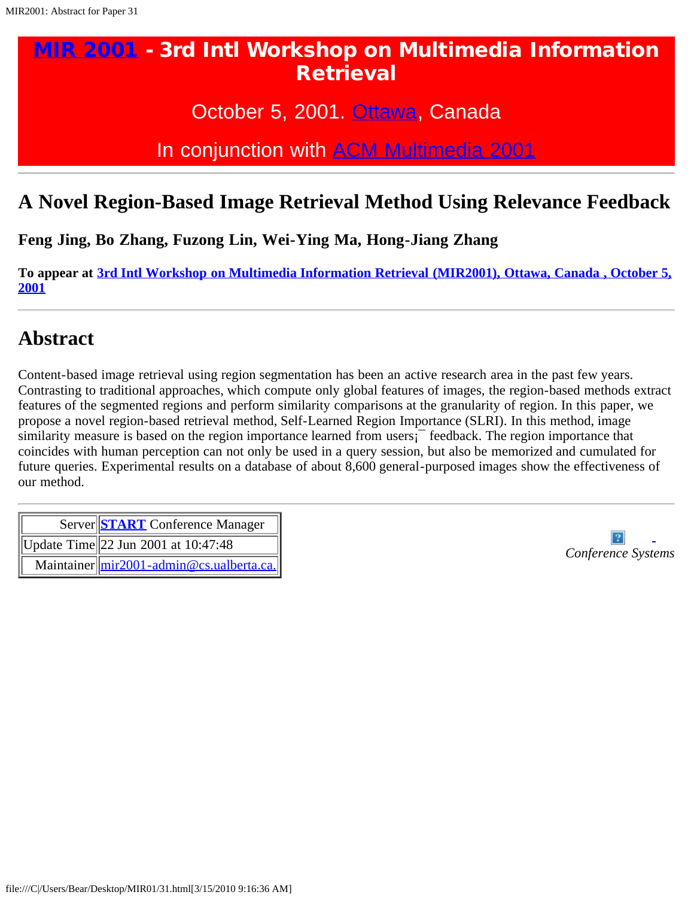# MIR 2001 - 3rd Intl Workshop on Multimedia Information Retrieval

October 5, 2001. Ottawa, Canada

In conjunction with ACM Multimedia 2001

---

## A Novel Region-Based Image Retrieval Method Using Relevance Feedback

### Feng Jing, Bo Zhang, Fuzong Lin, Wei-Ying Ma, Hong-Jiang Zhang

**To appear at 3rd Intl Workshop on Multimedia Information Retrieval (MIR2001), Ottawa, Canada , October 5, 2001**

---

## Abstract

Content-based image retrieval using region segmentation has been an active research area in the past few years. Contrasting to traditional approaches, which compute only global features of images, the region-based methods extract features of the segmented regions and perform similarity comparisons at the granularity of region. In this paper, we propose a novel region-based retrieval method, Self-Learned Region Importance (SLRI). In this method, image similarity measure is based on the region importance learned from users¡¯ feedback. The region importance that coincides with human perception can not only be used in a query session, but also be memorized and cumulated for future queries. Experimental results on a database of about 8,600 general-purposed images show the effectiveness of our method.

---

| Server | START Conference Manager |
|---|---|
| Update Time | 22 Jun 2001 at 10:47:48 |
| Maintainer | mir2001-admin@cs.ualberta.ca. |

*Conference Systems*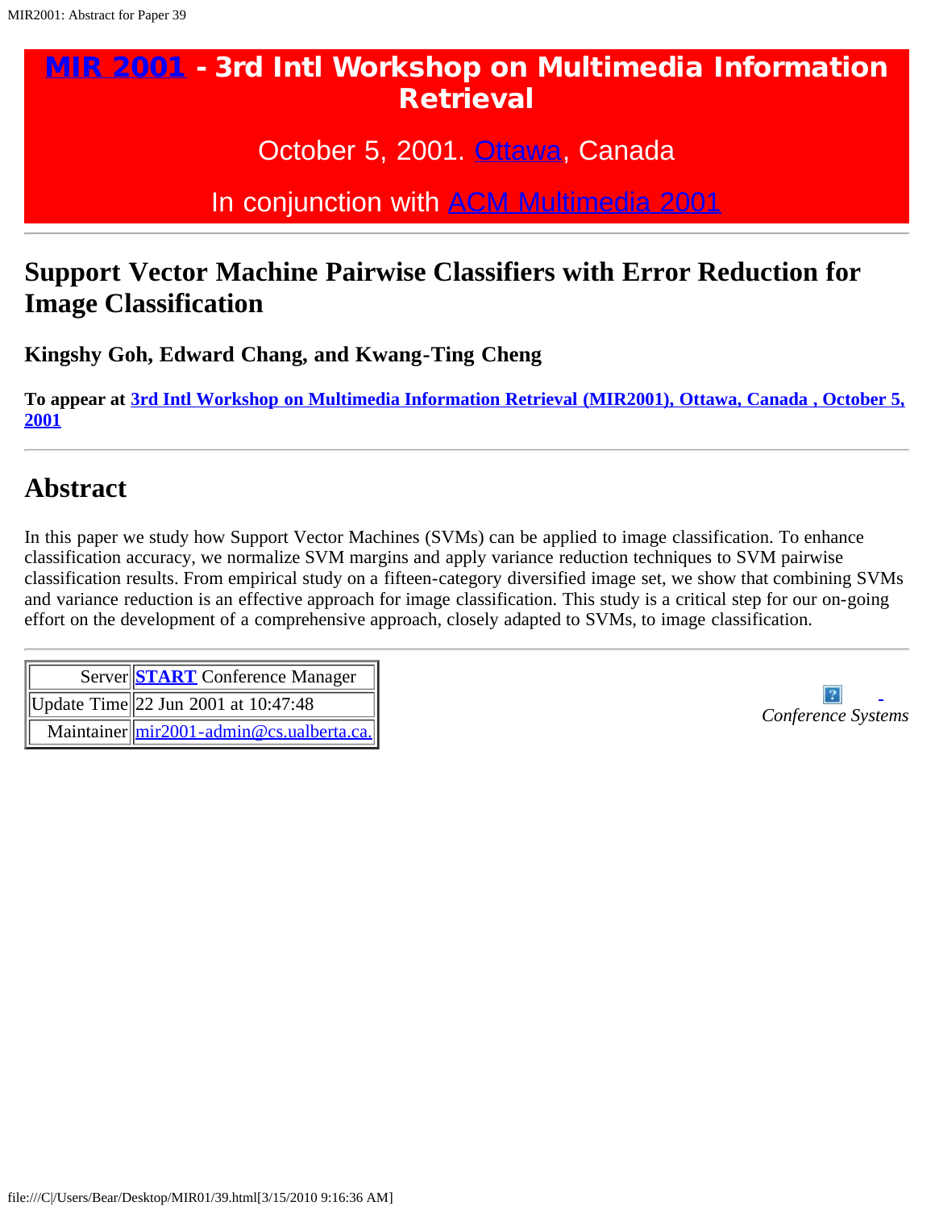# MIR 2001 - 3rd Intl Workshop on Multimedia Information Retrieval

October 5, 2001. Ottawa, Canada

In conjunction with ACM Multimedia 2001

---

## Support Vector Machine Pairwise Classifiers with Error Reduction for Image Classification

### Kingshy Goh, Edward Chang, and Kwang-Ting Cheng

**To appear at 3rd Intl Workshop on Multimedia Information Retrieval (MIR2001), Ottawa, Canada , October 5, 2001**

---

## Abstract

In this paper we study how Support Vector Machines (SVMs) can be applied to image classification. To enhance classification accuracy, we normalize SVM margins and apply variance reduction techniques to SVM pairwise classification results. From empirical study on a fifteen-category diversified image set, we show that combining SVMs and variance reduction is an effective approach for image classification. This study is a critical step for our on-going effort on the development of a comprehensive approach, closely adapted to SVMs, to image classification.

---

| | |
|---|---|
| Server | **START** Conference Manager |
| Update Time | 22 Jun 2001 at 10:47:48 |
| Maintainer | mir2001-admin@cs.ualberta.ca. |

*Conference Systems*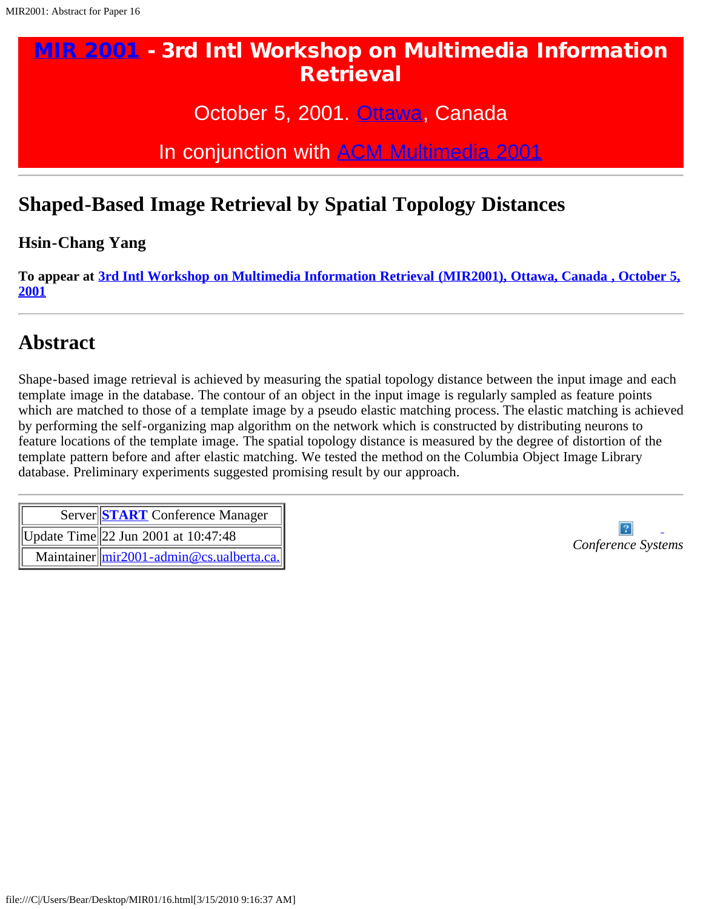# MIR 2001 - 3rd Intl Workshop on Multimedia Information Retrieval

October 5, 2001. Ottawa, Canada

In conjunction with ACM Multimedia 2001

---

## Shaped-Based Image Retrieval by Spatial Topology Distances

### Hsin-Chang Yang

**To appear at 3rd Intl Workshop on Multimedia Information Retrieval (MIR2001), Ottawa, Canada , October 5, 2001**

---

## Abstract

Shape-based image retrieval is achieved by measuring the spatial topology distance between the input image and each template image in the database. The contour of an object in the input image is regularly sampled as feature points which are matched to those of a template image by a pseudo elastic matching process. The elastic matching is achieved by performing the self-organizing map algorithm on the network which is constructed by distributing neurons to feature locations of the template image. The spatial topology distance is measured by the degree of distortion of the template pattern before and after elastic matching. We tested the method on the Columbia Object Image Library database. Preliminary experiments suggested promising result by our approach.

---

| | |
|---|---|
| Server | **START** Conference Manager |
| Update Time | 22 Jun 2001 at 10:47:48 |
| Maintainer | mir2001-admin@cs.ualberta.ca. |

*Conference Systems*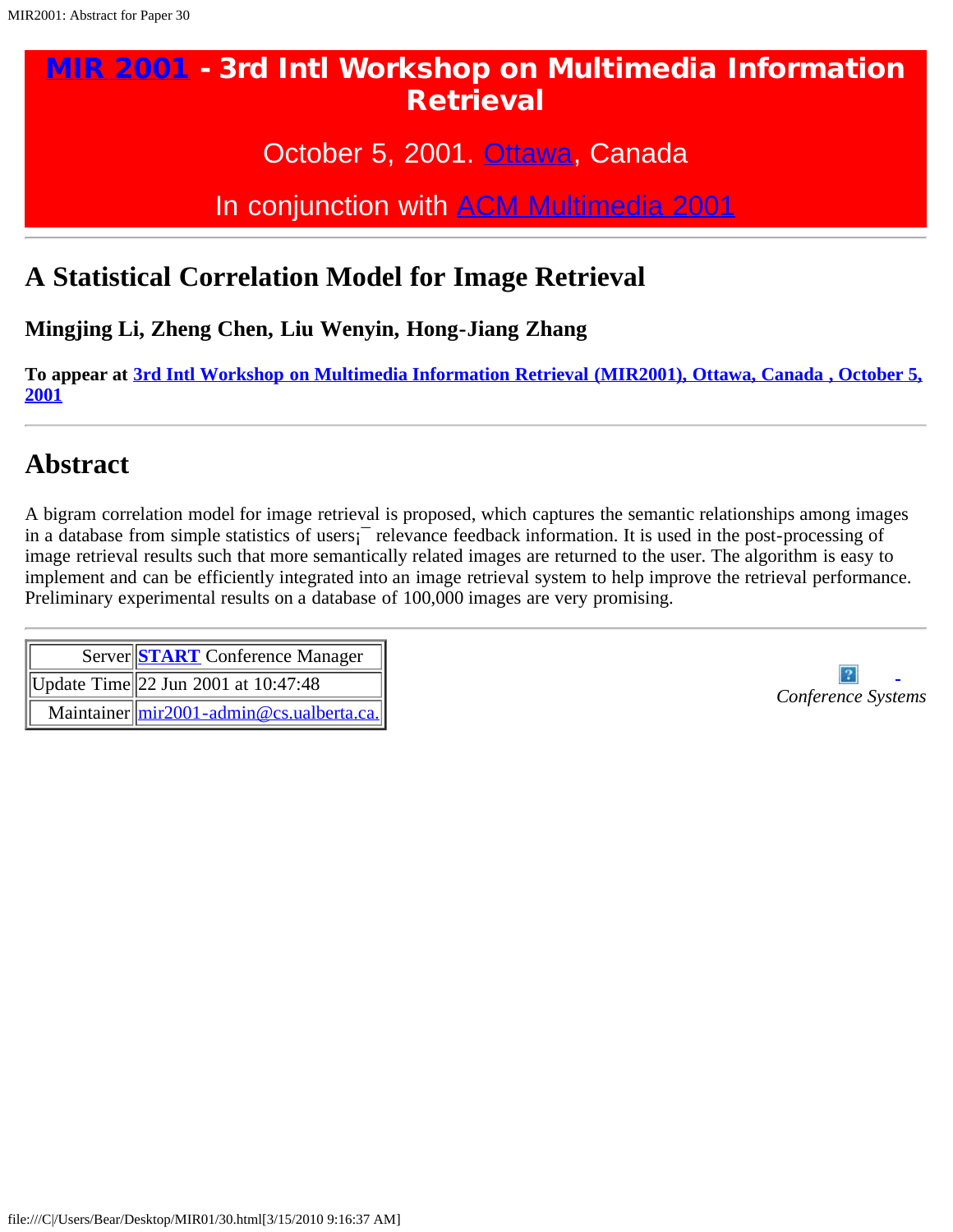# MIR 2001 - 3rd Intl Workshop on Multimedia Information Retrieval

October 5, 2001. Ottawa, Canada

In conjunction with ACM Multimedia 2001

---

## A Statistical Correlation Model for Image Retrieval

### Mingjing Li, Zheng Chen, Liu Wenyin, Hong-Jiang Zhang

**To appear at 3rd Intl Workshop on Multimedia Information Retrieval (MIR2001), Ottawa, Canada , October 5, 2001**

---

## Abstract

A bigram correlation model for image retrieval is proposed, which captures the semantic relationships among images in a database from simple statistics of users¡¯ relevance feedback information. It is used in the post-processing of image retrieval results such that more semantically related images are returned to the user. The algorithm is easy to implement and can be efficiently integrated into an image retrieval system to help improve the retrieval performance. Preliminary experimental results on a database of 100,000 images are very promising.

---

| | |
|---|---|
| Server | **START** Conference Manager |
| Update Time | 22 Jun 2001 at 10:47:48 |
| Maintainer | mir2001-admin@cs.ualberta.ca. |

*Conference Systems*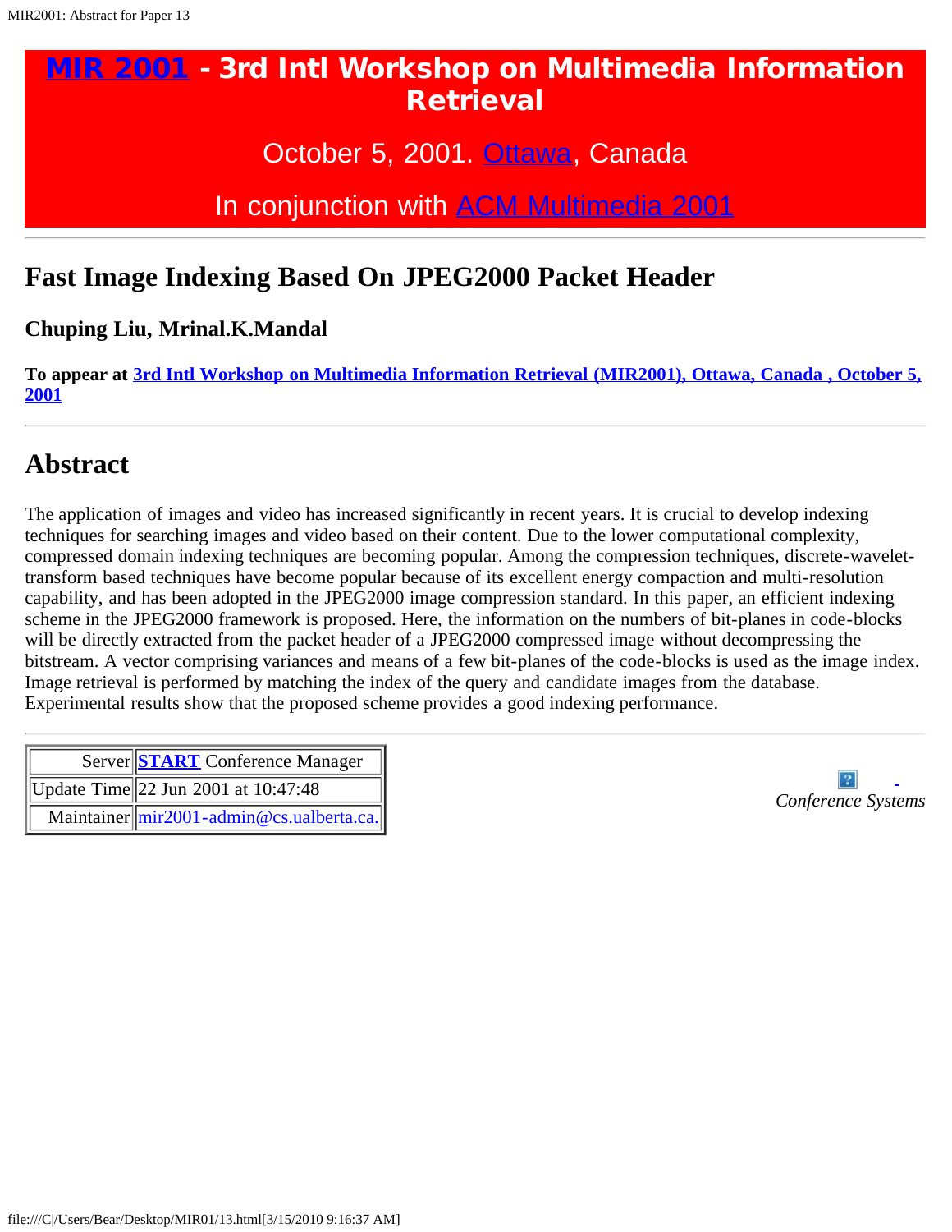# MIR 2001 - 3rd Intl Workshop on Multimedia Information Retrieval

October 5, 2001. Ottawa, Canada

In conjunction with ACM Multimedia 2001

---

## Fast Image Indexing Based On JPEG2000 Packet Header

### Chuping Liu, Mrinal.K.Mandal

**To appear at 3rd Intl Workshop on Multimedia Information Retrieval (MIR2001), Ottawa, Canada , October 5, 2001**

---

## Abstract

The application of images and video has increased significantly in recent years. It is crucial to develop indexing techniques for searching images and video based on their content. Due to the lower computational complexity, compressed domain indexing techniques are becoming popular. Among the compression techniques, discrete-wavelet-transform based techniques have become popular because of its excellent energy compaction and multi-resolution capability, and has been adopted in the JPEG2000 image compression standard. In this paper, an efficient indexing scheme in the JPEG2000 framework is proposed. Here, the information on the numbers of bit-planes in code-blocks will be directly extracted from the packet header of a JPEG2000 compressed image without decompressing the bitstream. A vector comprising variances and means of a few bit-planes of the code-blocks is used as the image index. Image retrieval is performed by matching the index of the query and candidate images from the database. Experimental results show that the proposed scheme provides a good indexing performance.

---

| Server | **START** Conference Manager |
|---|---|
| Update Time | 22 Jun 2001 at 10:47:48 |
| Maintainer | mir2001-admin@cs.ualberta.ca. |

*Conference Systems*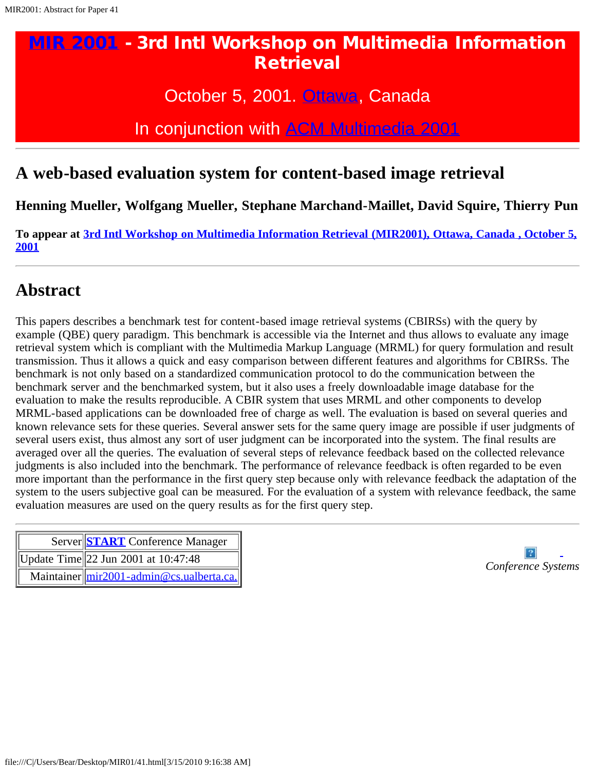# MIR 2001 - 3rd Intl Workshop on Multimedia Information Retrieval

October 5, 2001. Ottawa, Canada

In conjunction with ACM Multimedia 2001

---

## A web-based evaluation system for content-based image retrieval

### Henning Mueller, Wolfgang Mueller, Stephane Marchand-Maillet, David Squire, Thierry Pun

**To appear at 3rd Intl Workshop on Multimedia Information Retrieval (MIR2001), Ottawa, Canada , October 5, 2001**

---

## Abstract

This papers describes a benchmark test for content-based image retrieval systems (CBIRSs) with the query by example (QBE) query paradigm. This benchmark is accessible via the Internet and thus allows to evaluate any image retrieval system which is compliant with the Multimedia Markup Language (MRML) for query formulation and result transmission. Thus it allows a quick and easy comparison between different features and algorithms for CBIRSs. The benchmark is not only based on a standardized communication protocol to do the communication between the benchmark server and the benchmarked system, but it also uses a freely downloadable image database for the evaluation to make the results reproducible. A CBIR system that uses MRML and other components to develop MRML-based applications can be downloaded free of charge as well. The evaluation is based on several queries and known relevance sets for these queries. Several answer sets for the same query image are possible if user judgments of several users exist, thus almost any sort of user judgment can be incorporated into the system. The final results are averaged over all the queries. The evaluation of several steps of relevance feedback based on the collected relevance judgments is also included into the benchmark. The performance of relevance feedback is often regarded to be even more important than the performance in the first query step because only with relevance feedback the adaptation of the system to the users subjective goal can be measured. For the evaluation of a system with relevance feedback, the same evaluation measures are used on the query results as for the first query step.

---

| Server | START Conference Manager |
|---|---|
| Update Time | 22 Jun 2001 at 10:47:48 |
| Maintainer | mir2001-admin@cs.ualberta.ca. |

*Conference Systems*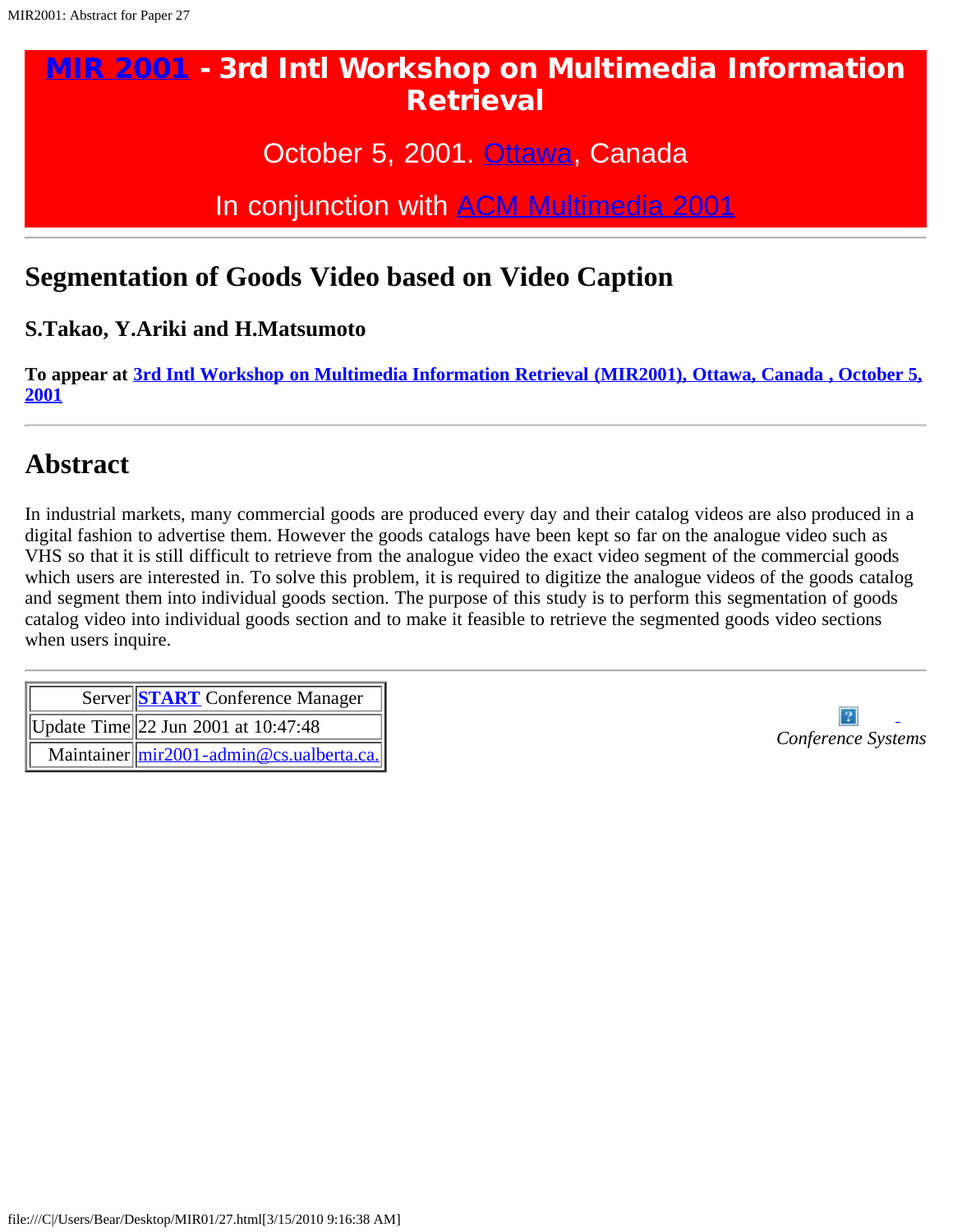# MIR 2001 - 3rd Intl Workshop on Multimedia Information Retrieval

October 5, 2001. Ottawa, Canada

In conjunction with ACM Multimedia 2001

---

## Segmentation of Goods Video based on Video Caption

### S.Takao, Y.Ariki and H.Matsumoto

**To appear at 3rd Intl Workshop on Multimedia Information Retrieval (MIR2001), Ottawa, Canada , October 5, 2001**

---

## Abstract

In industrial markets, many commercial goods are produced every day and their catalog videos are also produced in a digital fashion to advertise them. However the goods catalogs have been kept so far on the analogue video such as VHS so that it is still difficult to retrieve from the analogue video the exact video segment of the commercial goods which users are interested in. To solve this problem, it is required to digitize the analogue videos of the goods catalog and segment them into individual goods section. The purpose of this study is to perform this segmentation of goods catalog video into individual goods section and to make it feasible to retrieve the segmented goods video sections when users inquire.

---

| Server | START Conference Manager |
|---|---|
| Update Time | 22 Jun 2001 at 10:47:48 |
| Maintainer | mir2001-admin@cs.ualberta.ca. |

*Conference Systems*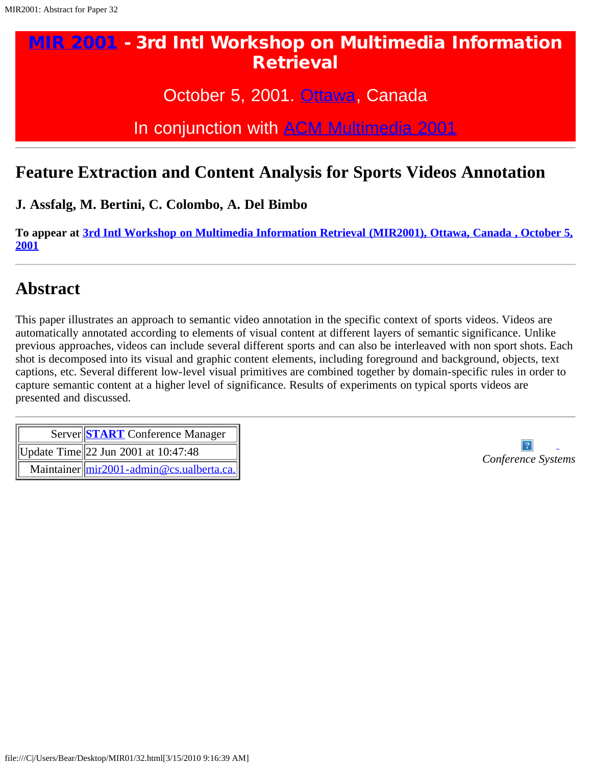# MIR 2001 - 3rd Intl Workshop on Multimedia Information Retrieval

October 5, 2001. Ottawa, Canada

In conjunction with ACM Multimedia 2001

---

## Feature Extraction and Content Analysis for Sports Videos Annotation

### J. Assfalg, M. Bertini, C. Colombo, A. Del Bimbo

**To appear at 3rd Intl Workshop on Multimedia Information Retrieval (MIR2001), Ottawa, Canada , October 5, 2001**

---

## Abstract

This paper illustrates an approach to semantic video annotation in the specific context of sports videos. Videos are automatically annotated according to elements of visual content at different layers of semantic significance. Unlike previous approaches, videos can include several different sports and can also be interleaved with non sport shots. Each shot is decomposed into its visual and graphic content elements, including foreground and background, objects, text captions, etc. Several different low-level visual primitives are combined together by domain-specific rules in order to capture semantic content at a higher level of significance. Results of experiments on typical sports videos are presented and discussed.

---

| | |
|---|---|
| Server | START Conference Manager |
| Update Time | 22 Jun 2001 at 10:47:48 |
| Maintainer | mir2001-admin@cs.ualberta.ca. |

*Conference Systems*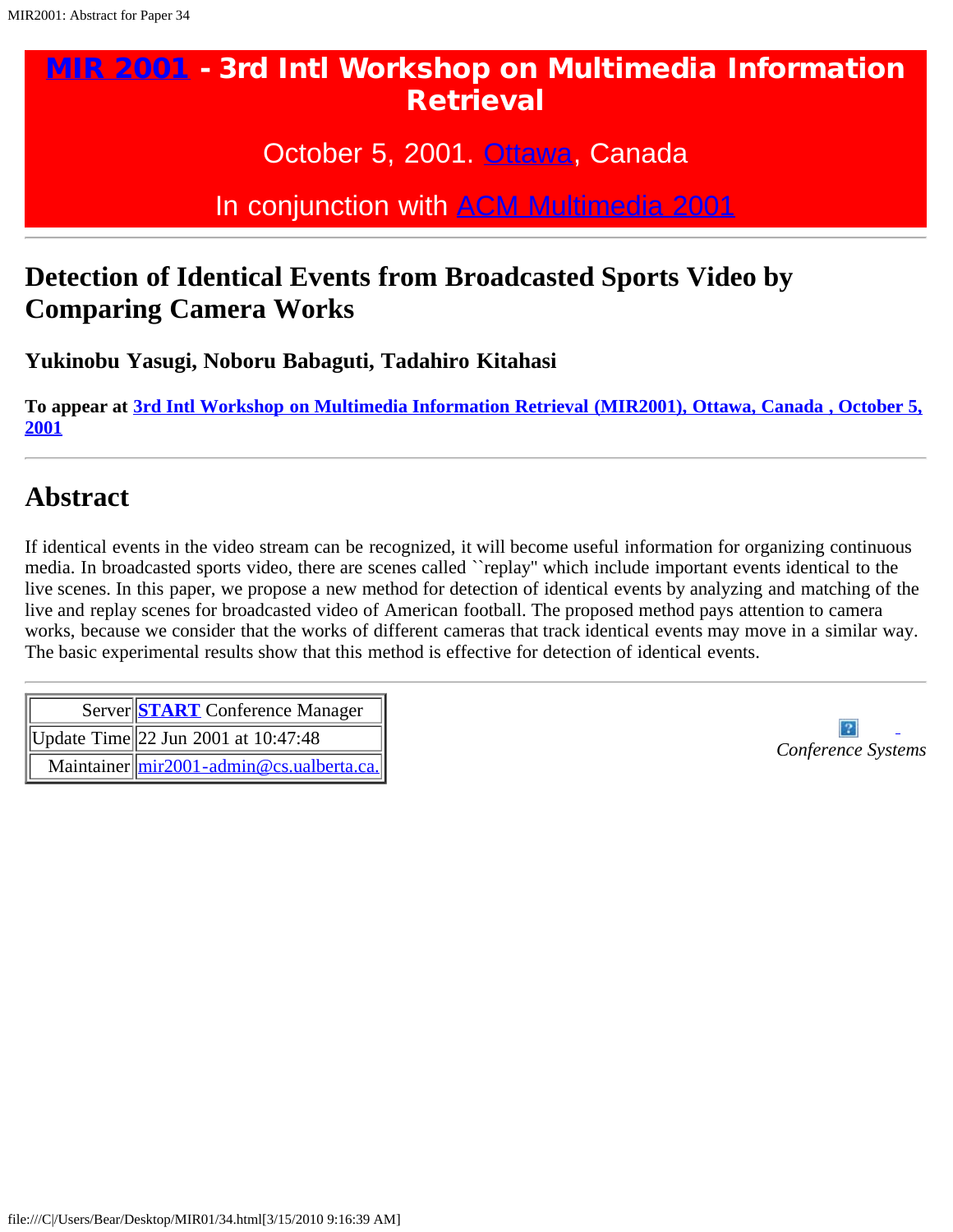# MIR 2001 - 3rd Intl Workshop on Multimedia Information Retrieval

October 5, 2001. Ottawa, Canada

In conjunction with ACM Multimedia 2001

## Detection of Identical Events from Broadcasted Sports Video by Comparing Camera Works

### Yukinobu Yasugi, Noboru Babaguti, Tadahiro Kitahasi

**To appear at 3rd Intl Workshop on Multimedia Information Retrieval (MIR2001), Ottawa, Canada , October 5, 2001**

## Abstract

If identical events in the video stream can be recognized, it will become useful information for organizing continuous media. In broadcasted sports video, there are scenes called ``replay'' which include important events identical to the live scenes. In this paper, we propose a new method for detection of identical events by analyzing and matching of the live and replay scenes for broadcasted video of American football. The proposed method pays attention to camera works, because we consider that the works of different cameras that track identical events may move in a similar way. The basic experimental results show that this method is effective for detection of identical events.

| | |
|---|---|
| Server | **START** Conference Manager |
| Update Time | 22 Jun 2001 at 10:47:48 |
| Maintainer | mir2001-admin@cs.ualberta.ca. |

*Conference Systems*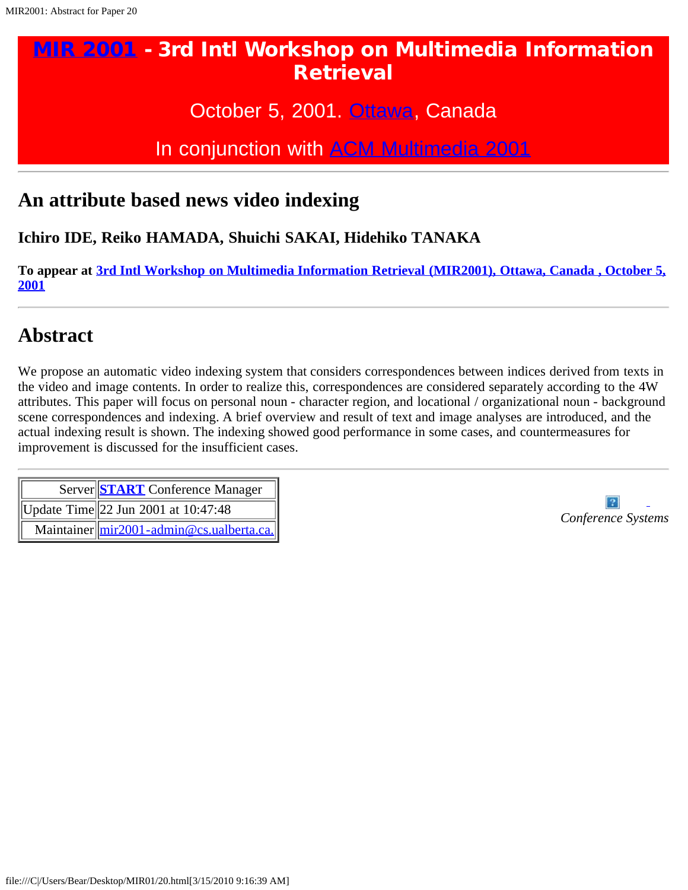# MIR 2001 - 3rd Intl Workshop on Multimedia Information Retrieval

October 5, 2001. Ottawa, Canada

In conjunction with ACM Multimedia 2001

---

## An attribute based news video indexing

### Ichiro IDE, Reiko HAMADA, Shuichi SAKAI, Hidehiko TANAKA

**To appear at 3rd Intl Workshop on Multimedia Information Retrieval (MIR2001), Ottawa, Canada , October 5, 2001**

---

## Abstract

We propose an automatic video indexing system that considers correspondences between indices derived from texts in the video and image contents. In order to realize this, correspondences are considered separately according to the 4W attributes. This paper will focus on personal noun - character region, and locational / organizational noun - background scene correspondences and indexing. A brief overview and result of text and image analyses are introduced, and the actual indexing result is shown. The indexing showed good performance in some cases, and countermeasures for improvement is discussed for the insufficient cases.

---

| | |
|---|---|
| Server | START Conference Manager |
| Update Time | 22 Jun 2001 at 10:47:48 |
| Maintainer | mir2001-admin@cs.ualberta.ca. |

*Conference Systems*